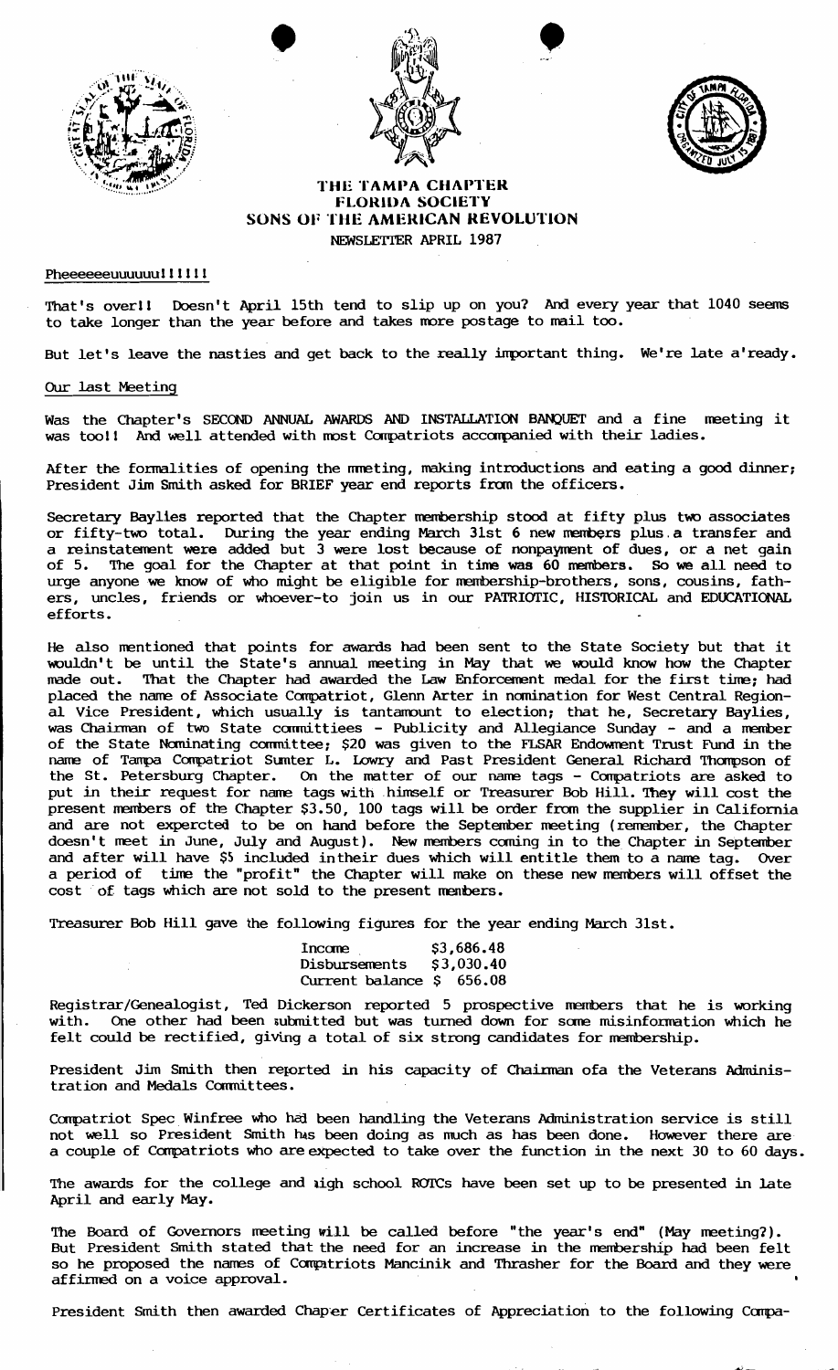# THE TAMPA CHAPTER
## FLORIDA SOCIETY
## SONS OF THE AMERICAN REVOLUTION
### NEWSLETTER APRIL 1987

Pheeeeeeuuuuuu!!!!!!

That's over!! Doesn't April 15th tend to slip up on you? And every year that 1040 seems to take longer than the year before and takes more postage to mail too.

But let's leave the nasties and get back to the really important thing. We're late a'ready.

Our last Meeting

Was the Chapter's SECOND ANNUAL AWARDS AND INSTALLATION BANQUET and a fine meeting it was too!! And well attended with most Compatriots accompanied with their ladies.

After the formalities of opening the mmeting, making introductions and eating a good dinner; President Jim Smith asked for BRIEF year end reports from the officers.

Secretary Baylies reported that the Chapter membership stood at fifty plus two associates or fifty-two total. During the year ending March 31st 6 new members plus a transfer and a reinstatement were added but 3 were lost because of nonpayment of dues, or a net gain of 5. The goal for the Chapter at that point in time was 60 members. So we all need to urge anyone we know of who might be eligible for membership-brothers, sons, cousins, fathers, uncles, friends or whoever-to join us in our PATRIOTIC, HISTORICAL and EDUCATIONAL efforts.

He also mentioned that points for awards had been sent to the State Society but that it wouldn't be until the State's annual meeting in May that we would know how the Chapter made out. That the Chapter had awarded the Law Enforcement medal for the first time; had placed the name of Associate Compatriot, Glenn Arter in nomination for West Central Regional Vice President, which usually is tantamount to election; that he, Secretary Baylies, was Chairman of two State committiees - Publicity and Allegiance Sunday - and a member of the State Nominating committee; $20 was given to the FLSAR Endowment Trust Fund in the name of Tampa Compatriot Sumter L. Lowry and Past President General Richard Thompson of the St. Petersburg Chapter. On the matter of our name tags - Compatriots are asked to put in their request for name tags with himself or Treasurer Bob Hill. They will cost the present members of the Chapter $3.50, 100 tags will be order from the supplier in California and are not expercted to be on hand before the September meeting (remember, the Chapter doesn't meet in June, July and August). New members coming in to the Chapter in September and after will have $5 included intheir dues which will entitle them to a name tag. Over a period of time the "profit" the Chapter will make on these new members will offset the cost of tags which are not sold to the present members.

Treasurer Bob Hill gave the following figures for the year ending March 31st.

| | |
|---|---|
| Income | $3,686.48 |
| Disbursements | $3,030.40 |
| Current balance | $ 656.08 |

Registrar/Genealogist, Ted Dickerson reported 5 prospective members that he is working with. One other had been submitted but was turned down for some misinformation which he felt could be rectified, giving a total of six strong candidates for membership.

President Jim Smith then reported in his capacity of Chairman ofa the Veterans Administration and Medals Committees.

Compatriot Spec Winfree who had been handling the Veterans Administration service is still not well so President Smith has been doing as much as has been done. However there are a couple of Compatriots who are expected to take over the function in the next 30 to 60 days.

The awards for the college and high school ROTCs have been set up to be presented in late April and early May.

The Board of Governors meeting will be called before "the year's end" (May meeting?). But President Smith stated that the need for an increase in the membership had been felt so he proposed the names of Compatriots Mancinik and Thrasher for the Board and they were affirmed on a voice approval.

President Smith then awarded Chaper Certificates of Appreciation to the following Compa-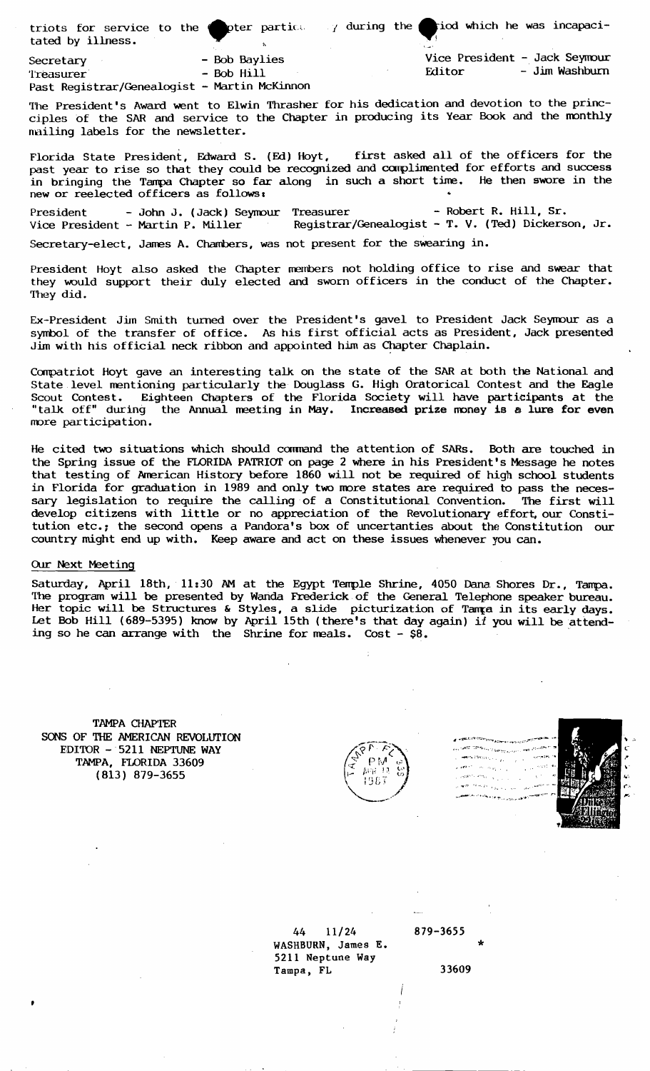triots for service to the Chapter particularly during the period which he was incapacitated by illness.

Secretary - Bob Baylies
Treasurer - Bob Hill
Past Registrar/Genealogist - Martin McKinnon

Vice President - Jack Seymour
Editor - Jim Washburn

The President's Award went to Elwin Thrasher for his dedication and devotion to the princciples of the SAR and service to the Chapter in producing its Year Book and the monthly mailing labels for the newsletter.

Florida State President, Edward S. (Ed) Hoyt, first asked all of the officers for the past year to rise so that they could be recognized and complimented for efforts and success in bringing the Tampa Chapter so far along in such a short time. He then swore in the new or reelected officers as follows:

President - John J. (Jack) Seymour
Vice President - Martin P. Miller
Treasurer - Robert R. Hill, Sr.
Registrar/Genealogist - T. V. (Ted) Dickerson, Jr.

Secretary-elect, James A. Chambers, was not present for the swearing in.

President Hoyt also asked the Chapter members not holding office to rise and swear that they would support their duly elected and sworn officers in the conduct of the Chapter. They did.

Ex-President Jim Smith turned over the President's gavel to President Jack Seymour as a symbol of the transfer of office. As his first official acts as President, Jack presented Jim with his official neck ribbon and appointed him as Chapter Chaplain.

Compatriot Hoyt gave an interesting talk on the state of the SAR at both the National and State level mentioning particularly the Douglass G. High Oratorical Contest and the Eagle Scout Contest. Eighteen Chapters of the Florida Society will have participants at the "talk off" during the Annual meeting in May. **Increased prize money is a lure for even** more participation.

He cited two situations which should command the attention of SARs. Both are touched in the Spring issue of the FLORIDA PATRIOT on page 2 where in his President's Message he notes that testing of American History before 1860 will not be required of high school students in Florida for graduation in 1989 and only two more states are required to pass the necessary legislation to require the calling of a Constitutional Convention. The first will develop citizens with little or no appreciation of the Revolutionary effort, our Constitution etc.; the second opens a Pandora's box of uncertanties about the Constitution our country might end up with. Keep aware and act on these issues whenever you can.

## Our Next Meeting

Saturday, April 18th, 11:30 AM at the Egypt Temple Shrine, 4050 Dana Shores Dr., Tampa. The program will be presented by Wanda Frederick of the General Telephone speaker bureau. Her topic will be Structures & Styles, a slide picturization of Tampa in its early days. Let Bob Hill (689-5395) know by April 15th (there's that day again) if you will be attending so he can arrange with the Shrine for meals. Cost - $8.

TAMPA CHAPTER
SONS OF THE AMERICAN REVOLUTION
EDITOR - 5211 NEPTUNE WAY
TAMPA, FLORIDA 33609
(813) 879-3655

44 11/24 879-3655
WASHBURN, James E. *
5211 Neptune Way
Tampa, FL 33609